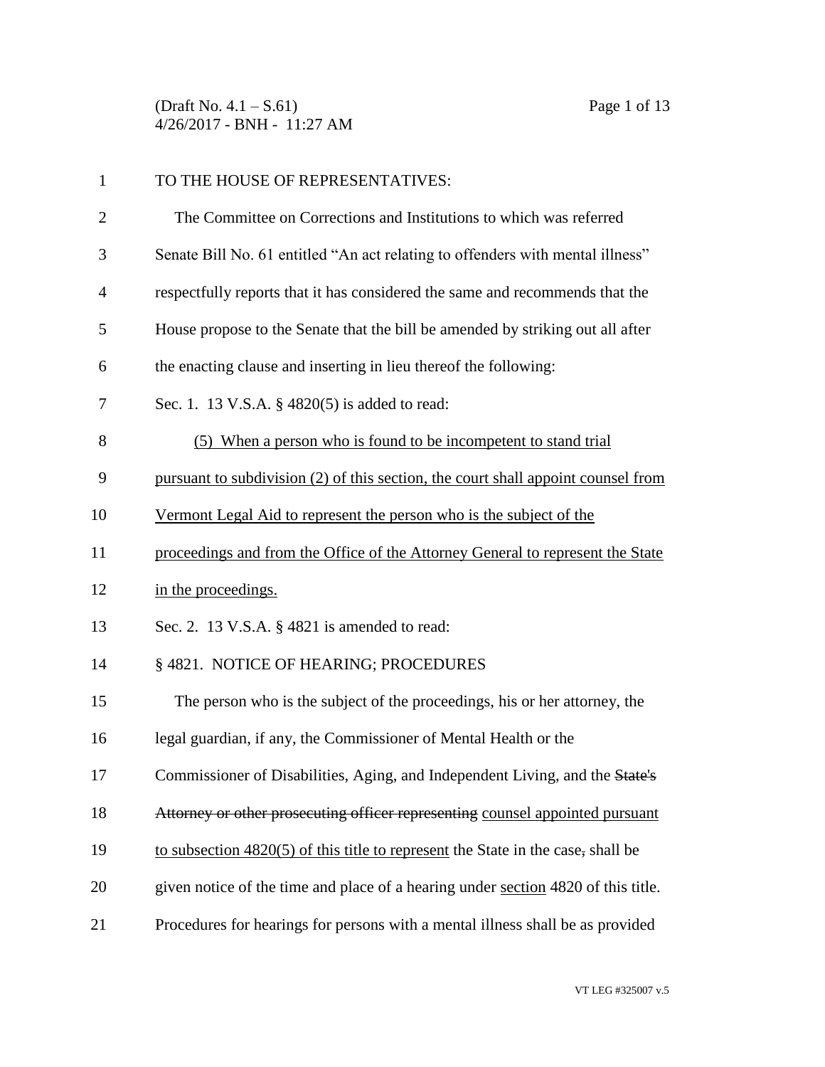TO THE HOUSE OF REPRESENTATIVES:

The Committee on Corrections and Institutions to which was referred Senate Bill No. 61 entitled "An act relating to offenders with mental illness" respectfully reports that it has considered the same and recommends that the House propose to the Senate that the bill be amended by striking out all after the enacting clause and inserting in lieu thereof the following:

Sec. 1. 13 V.S.A. § 4820(5) is added to read:

<u>(5) When a person who is found to be incompetent to stand trial pursuant to subdivision (2) of this section, the court shall appoint counsel from Vermont Legal Aid to represent the person who is the subject of the proceedings and from the Office of the Attorney General to represent the State in the proceedings.</u>

Sec. 2. 13 V.S.A. § 4821 is amended to read:

§ 4821. NOTICE OF HEARING; PROCEDURES

The person who is the subject of the proceedings, his or her attorney, the legal guardian, if any, the Commissioner of Mental Health or the Commissioner of Disabilities, Aging, and Independent Living, and the ~~State's Attorney or other prosecuting officer representing~~ <u>counsel appointed pursuant to subsection 4820(5) of this title to represent</u> the State in the case~~,~~ shall be given notice of the time and place of a hearing under <u>section</u> 4820 of this title. Procedures for hearings for persons with a mental illness shall be as provided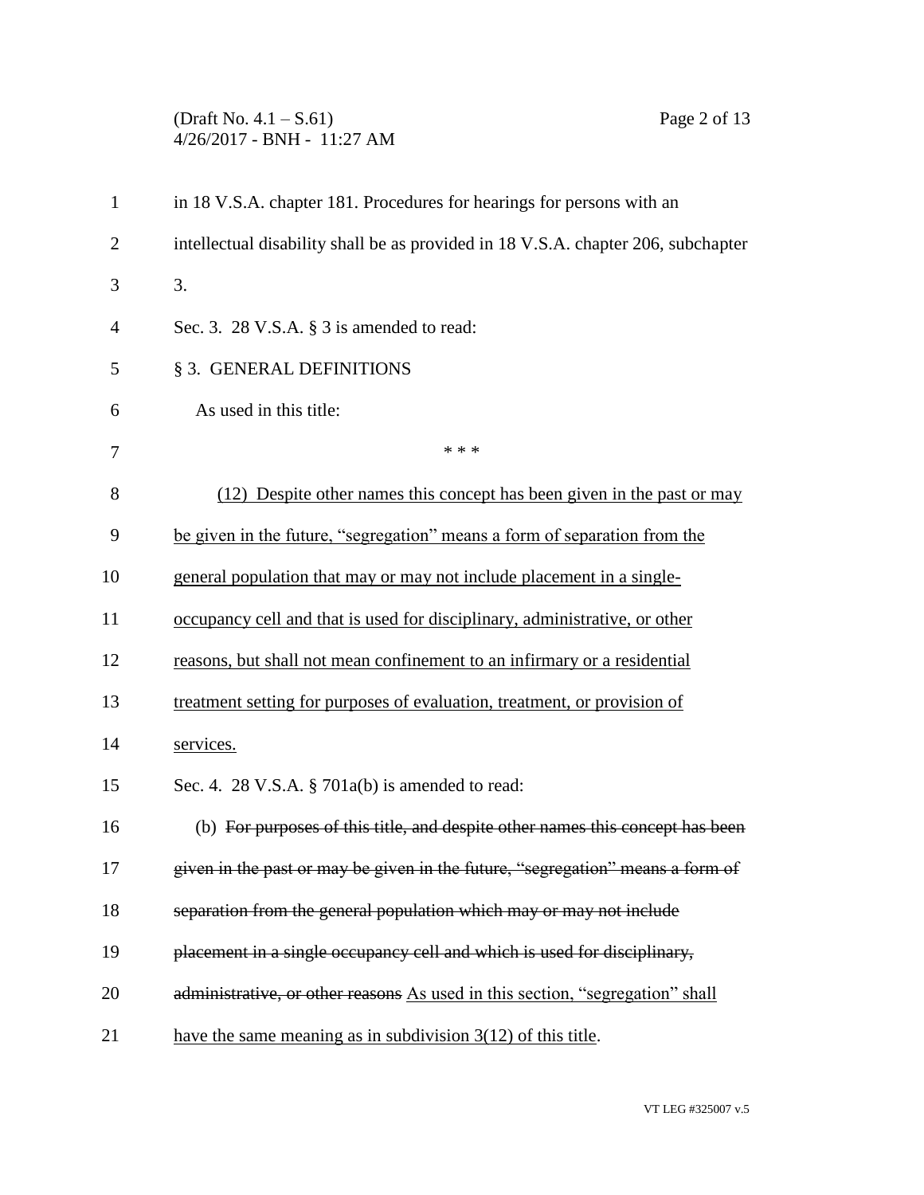in 18 V.S.A. chapter 181. Procedures for hearings for persons with an intellectual disability shall be as provided in 18 V.S.A. chapter 206, subchapter 3.

Sec. 3. 28 V.S.A. § 3 is amended to read:

§ 3. GENERAL DEFINITIONS

As used in this title:

\* \* \*

<u>(12) Despite other names this concept has been given in the past or may be given in the future, "segregation" means a form of separation from the general population that may or may not include placement in a single-occupancy cell and that is used for disciplinary, administrative, or other reasons, but shall not mean confinement to an infirmary or a residential treatment setting for purposes of evaluation, treatment, or provision of services.</u>

Sec. 4. 28 V.S.A. § 701a(b) is amended to read:

(b) ~~For purposes of this title, and despite other names this concept has been given in the past or may be given in the future, "segregation" means a form of separation from the general population which may or may not include placement in a single occupancy cell and which is used for disciplinary, administrative, or other reasons~~ <u>As used in this section, "segregation" shall have the same meaning as in subdivision 3(12) of this title</u>.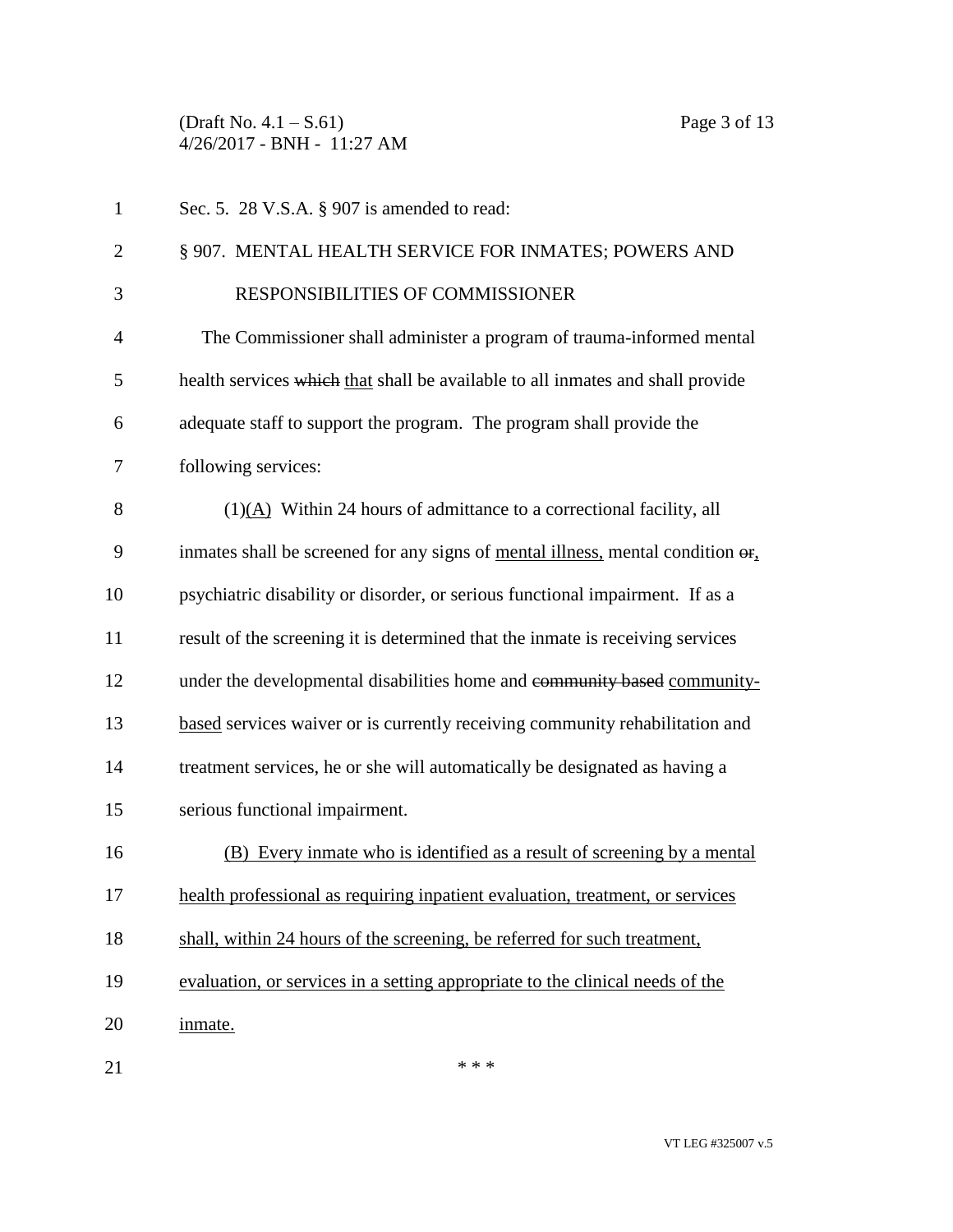Sec. 5. 28 V.S.A. § 907 is amended to read:

§ 907. MENTAL HEALTH SERVICE FOR INMATES; POWERS AND RESPONSIBILITIES OF COMMISSIONER

The Commissioner shall administer a program of trauma-informed mental health services ~~which~~ <u>that</u> shall be available to all inmates and shall provide adequate staff to support the program. The program shall provide the following services:

(1)<u>(A)</u> Within 24 hours of admittance to a correctional facility, all inmates shall be screened for any signs of <u>mental illness,</u> mental condition ~~or~~<u>,</u> psychiatric disability or disorder, or serious functional impairment. If as a result of the screening it is determined that the inmate is receiving services under the developmental disabilities home and ~~community based~~ <u>community-based</u> services waiver or is currently receiving community rehabilitation and treatment services, he or she will automatically be designated as having a serious functional impairment.

<u>(B) Every inmate who is identified as a result of screening by a mental health professional as requiring inpatient evaluation, treatment, or services shall, within 24 hours of the screening, be referred for such treatment, evaluation, or services in a setting appropriate to the clinical needs of the inmate.</u>

\* \* \*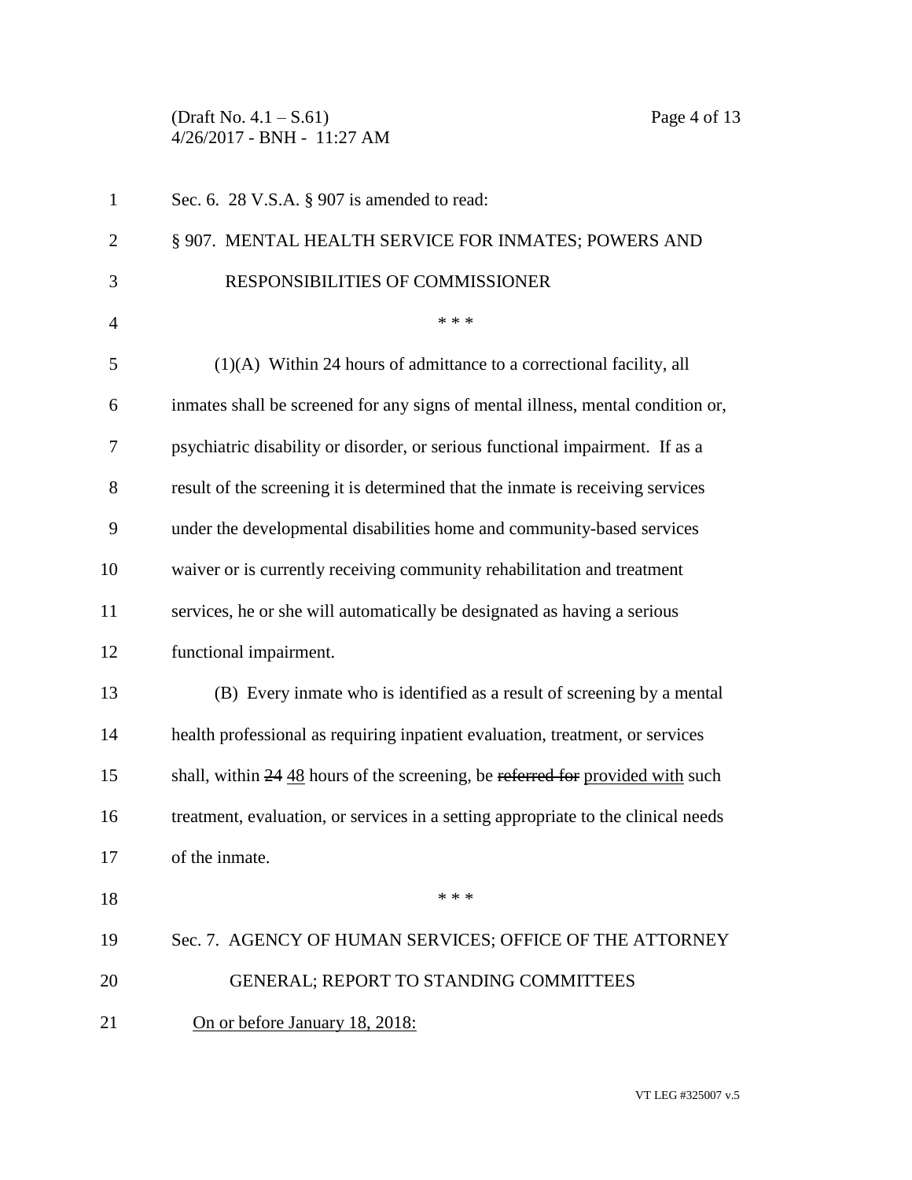Sec. 6. 28 V.S.A. § 907 is amended to read:

§ 907. MENTAL HEALTH SERVICE FOR INMATES; POWERS AND RESPONSIBILITIES OF COMMISSIONER

\* \* \*

(1)(A) Within 24 hours of admittance to a correctional facility, all inmates shall be screened for any signs of mental illness, mental condition or, psychiatric disability or disorder, or serious functional impairment. If as a result of the screening it is determined that the inmate is receiving services under the developmental disabilities home and community-based services waiver or is currently receiving community rehabilitation and treatment services, he or she will automatically be designated as having a serious functional impairment.

(B) Every inmate who is identified as a result of screening by a mental health professional as requiring inpatient evaluation, treatment, or services shall, within ~~24~~ <u>48</u> hours of the screening, be ~~referred for~~ <u>provided with</u> such treatment, evaluation, or services in a setting appropriate to the clinical needs of the inmate.

\* \* \*

Sec. 7. AGENCY OF HUMAN SERVICES; OFFICE OF THE ATTORNEY GENERAL; REPORT TO STANDING COMMITTEES

<u>On or before January 18, 2018:</u>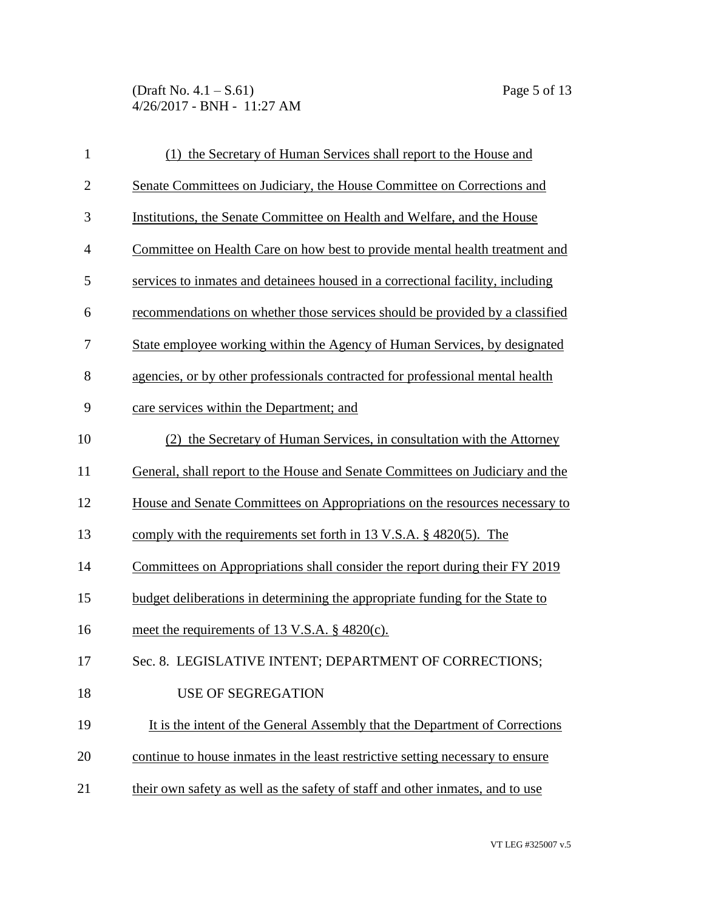(1) the Secretary of Human Services shall report to the House and Senate Committees on Judiciary, the House Committee on Corrections and Institutions, the Senate Committee on Health and Welfare, and the House Committee on Health Care on how best to provide mental health treatment and services to inmates and detainees housed in a correctional facility, including recommendations on whether those services should be provided by a classified State employee working within the Agency of Human Services, by designated agencies, or by other professionals contracted for professional mental health care services within the Department; and

(2) the Secretary of Human Services, in consultation with the Attorney General, shall report to the House and Senate Committees on Judiciary and the House and Senate Committees on Appropriations on the resources necessary to comply with the requirements set forth in 13 V.S.A. § 4820(5). The Committees on Appropriations shall consider the report during their FY 2019 budget deliberations in determining the appropriate funding for the State to meet the requirements of 13 V.S.A. § 4820(c).

Sec. 8. LEGISLATIVE INTENT; DEPARTMENT OF CORRECTIONS; USE OF SEGREGATION

It is the intent of the General Assembly that the Department of Corrections continue to house inmates in the least restrictive setting necessary to ensure their own safety as well as the safety of staff and other inmates, and to use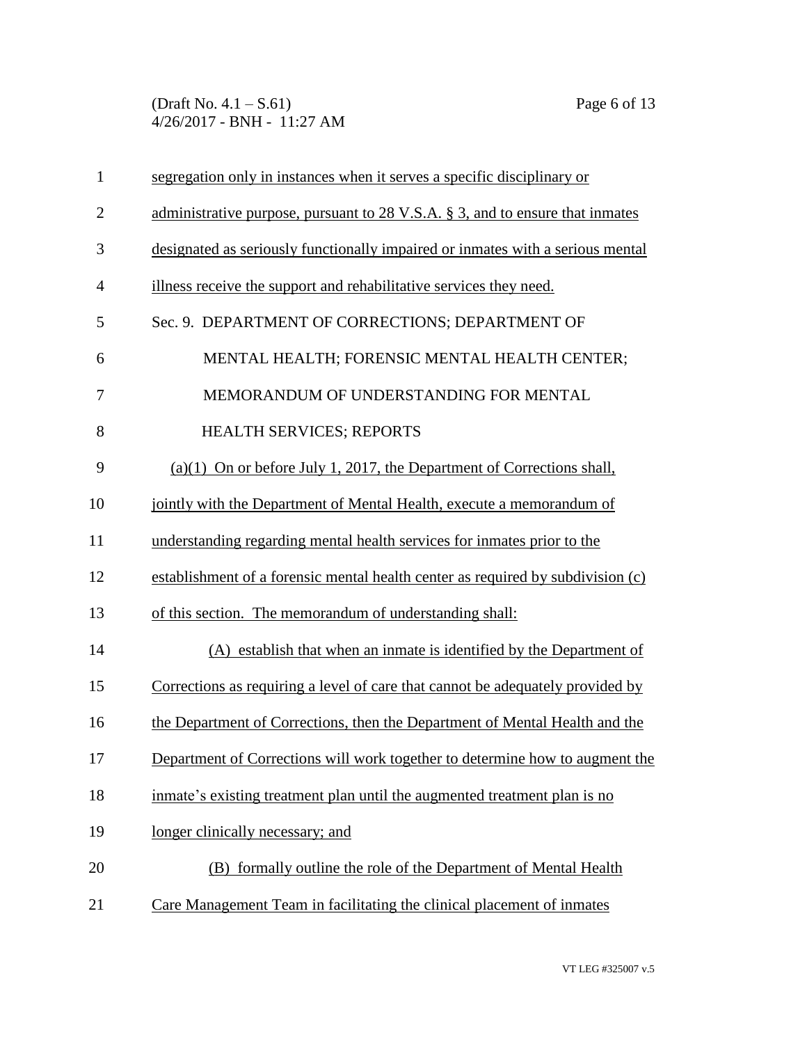segregation only in instances when it serves a specific disciplinary or administrative purpose, pursuant to 28 V.S.A. § 3, and to ensure that inmates designated as seriously functionally impaired or inmates with a serious mental illness receive the support and rehabilitative services they need.

Sec. 9. DEPARTMENT OF CORRECTIONS; DEPARTMENT OF MENTAL HEALTH; FORENSIC MENTAL HEALTH CENTER; MEMORANDUM OF UNDERSTANDING FOR MENTAL HEALTH SERVICES; REPORTS

(a)(1) On or before July 1, 2017, the Department of Corrections shall, jointly with the Department of Mental Health, execute a memorandum of understanding regarding mental health services for inmates prior to the establishment of a forensic mental health center as required by subdivision (c) of this section. The memorandum of understanding shall:

(A) establish that when an inmate is identified by the Department of Corrections as requiring a level of care that cannot be adequately provided by the Department of Corrections, then the Department of Mental Health and the Department of Corrections will work together to determine how to augment the inmate's existing treatment plan until the augmented treatment plan is no longer clinically necessary; and

(B) formally outline the role of the Department of Mental Health Care Management Team in facilitating the clinical placement of inmates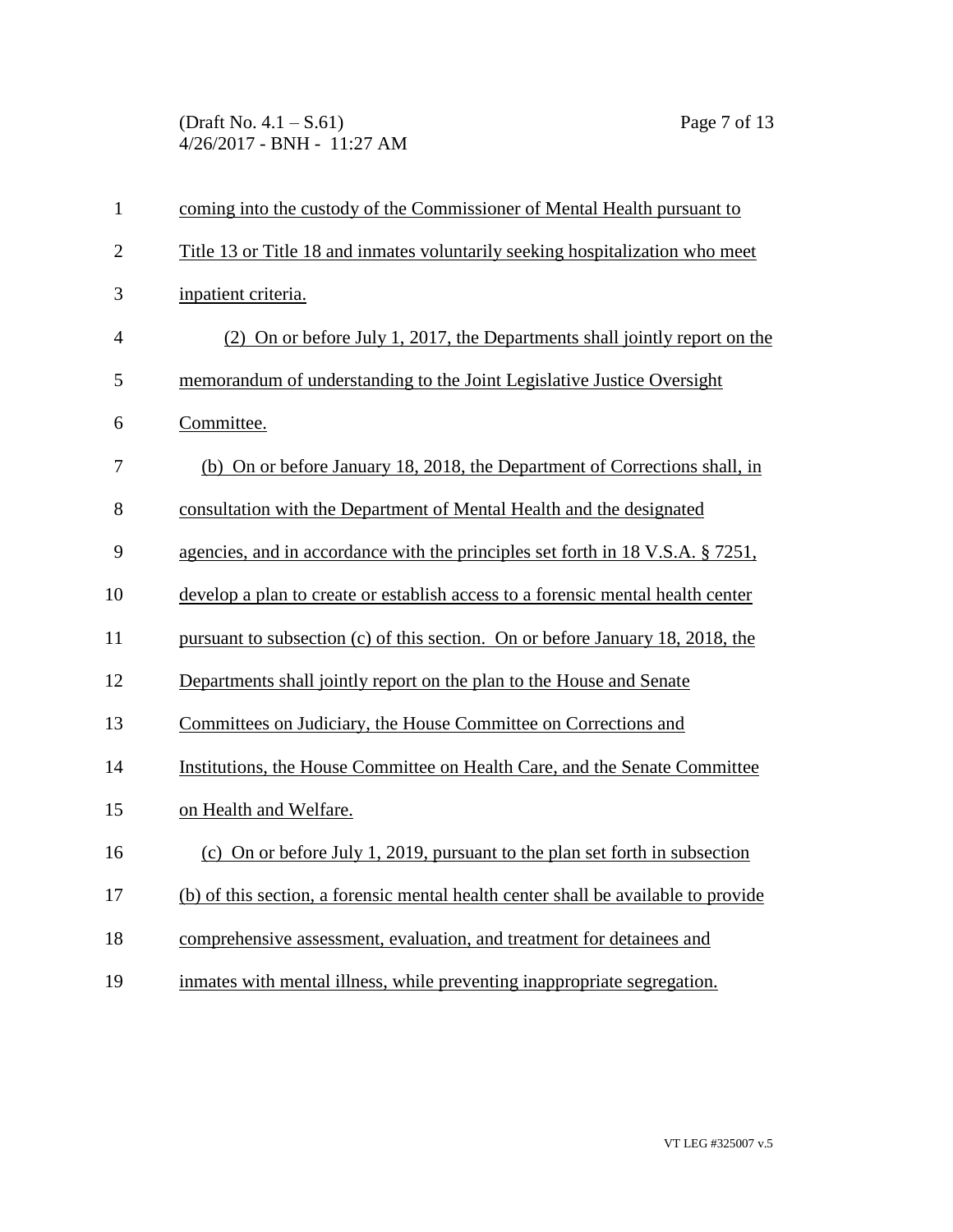coming into the custody of the Commissioner of Mental Health pursuant to Title 13 or Title 18 and inmates voluntarily seeking hospitalization who meet inpatient criteria.

(2) On or before July 1, 2017, the Departments shall jointly report on the memorandum of understanding to the Joint Legislative Justice Oversight Committee.

(b) On or before January 18, 2018, the Department of Corrections shall, in consultation with the Department of Mental Health and the designated agencies, and in accordance with the principles set forth in 18 V.S.A. § 7251, develop a plan to create or establish access to a forensic mental health center pursuant to subsection (c) of this section. On or before January 18, 2018, the Departments shall jointly report on the plan to the House and Senate Committees on Judiciary, the House Committee on Corrections and Institutions, the House Committee on Health Care, and the Senate Committee on Health and Welfare.

(c) On or before July 1, 2019, pursuant to the plan set forth in subsection (b) of this section, a forensic mental health center shall be available to provide comprehensive assessment, evaluation, and treatment for detainees and inmates with mental illness, while preventing inappropriate segregation.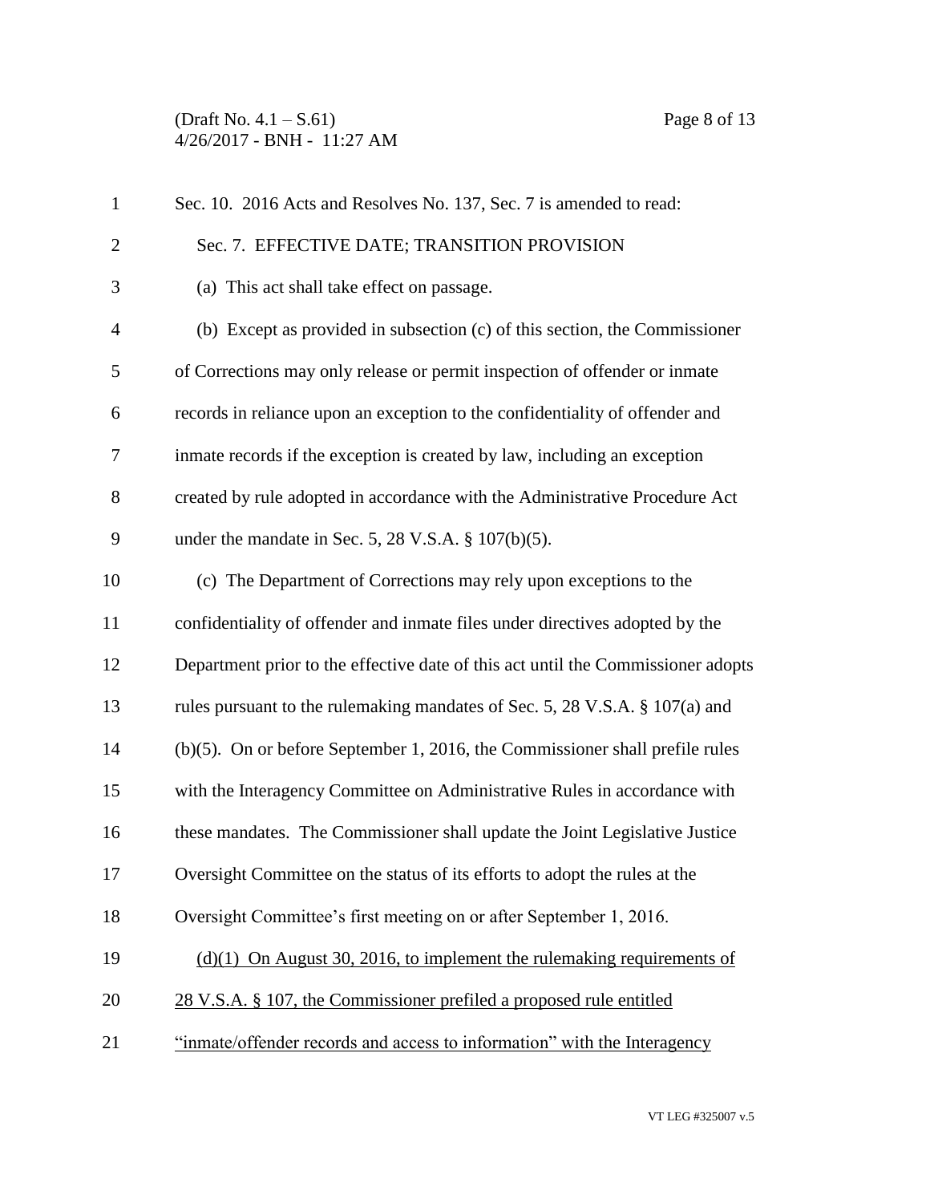Sec. 10. 2016 Acts and Resolves No. 137, Sec. 7 is amended to read:

Sec. 7. EFFECTIVE DATE; TRANSITION PROVISION

(a) This act shall take effect on passage.

(b) Except as provided in subsection (c) of this section, the Commissioner of Corrections may only release or permit inspection of offender or inmate records in reliance upon an exception to the confidentiality of offender and inmate records if the exception is created by law, including an exception created by rule adopted in accordance with the Administrative Procedure Act under the mandate in Sec. 5, 28 V.S.A. § 107(b)(5).

(c) The Department of Corrections may rely upon exceptions to the confidentiality of offender and inmate files under directives adopted by the Department prior to the effective date of this act until the Commissioner adopts rules pursuant to the rulemaking mandates of Sec. 5, 28 V.S.A. § 107(a) and (b)(5). On or before September 1, 2016, the Commissioner shall prefile rules with the Interagency Committee on Administrative Rules in accordance with these mandates. The Commissioner shall update the Joint Legislative Justice Oversight Committee on the status of its efforts to adopt the rules at the Oversight Committee's first meeting on or after September 1, 2016.

<u>(d)(1) On August 30, 2016, to implement the rulemaking requirements of 28 V.S.A. § 107, the Commissioner prefiled a proposed rule entitled "inmate/offender records and access to information" with the Interagency</u>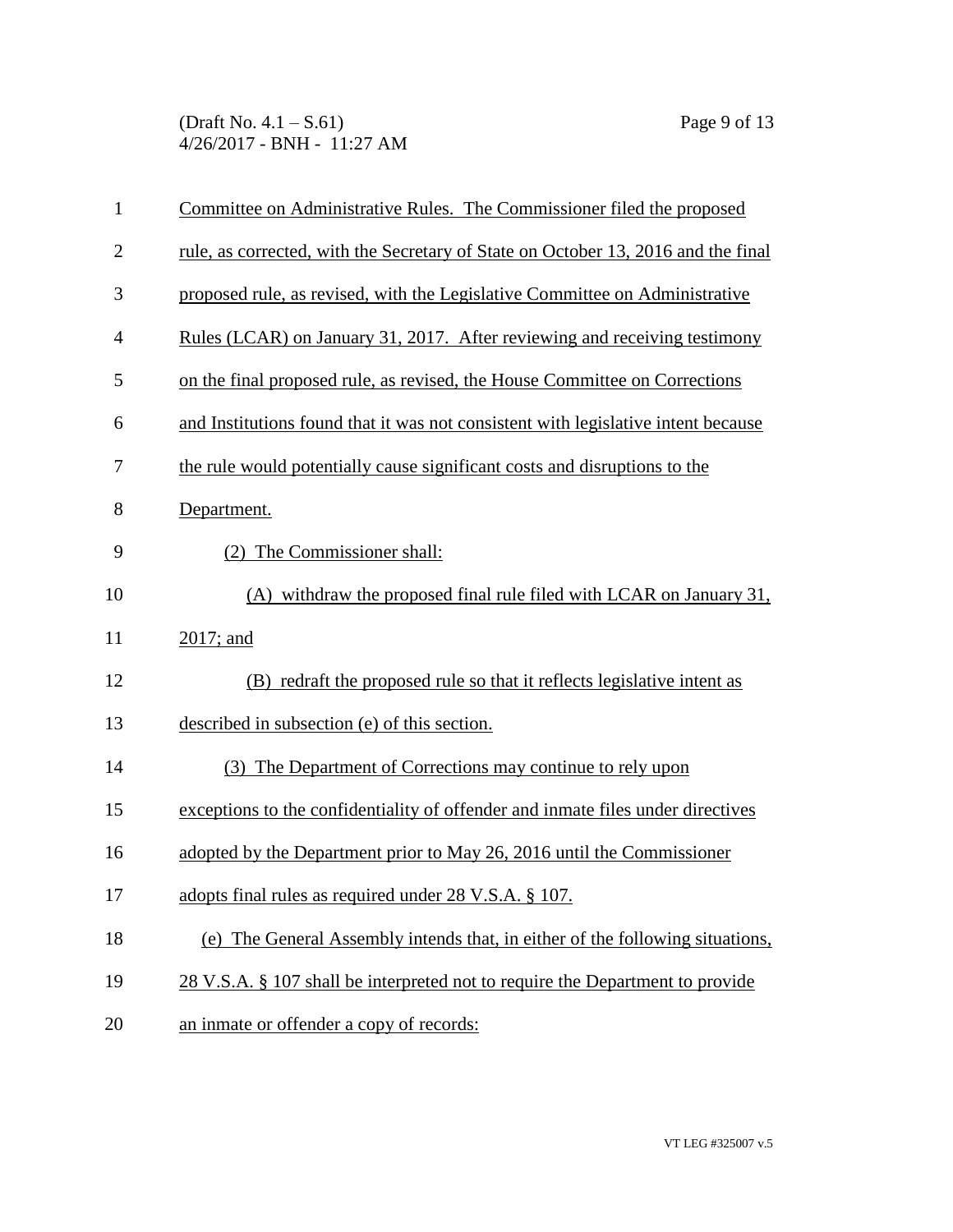Committee on Administrative Rules. The Commissioner filed the proposed rule, as corrected, with the Secretary of State on October 13, 2016 and the final proposed rule, as revised, with the Legislative Committee on Administrative Rules (LCAR) on January 31, 2017. After reviewing and receiving testimony on the final proposed rule, as revised, the House Committee on Corrections and Institutions found that it was not consistent with legislative intent because the rule would potentially cause significant costs and disruptions to the Department.

(2) The Commissioner shall:

(A) withdraw the proposed final rule filed with LCAR on January 31, 2017; and

(B) redraft the proposed rule so that it reflects legislative intent as described in subsection (e) of this section.

(3) The Department of Corrections may continue to rely upon exceptions to the confidentiality of offender and inmate files under directives adopted by the Department prior to May 26, 2016 until the Commissioner adopts final rules as required under 28 V.S.A. § 107.

(e) The General Assembly intends that, in either of the following situations, 28 V.S.A. § 107 shall be interpreted not to require the Department to provide an inmate or offender a copy of records: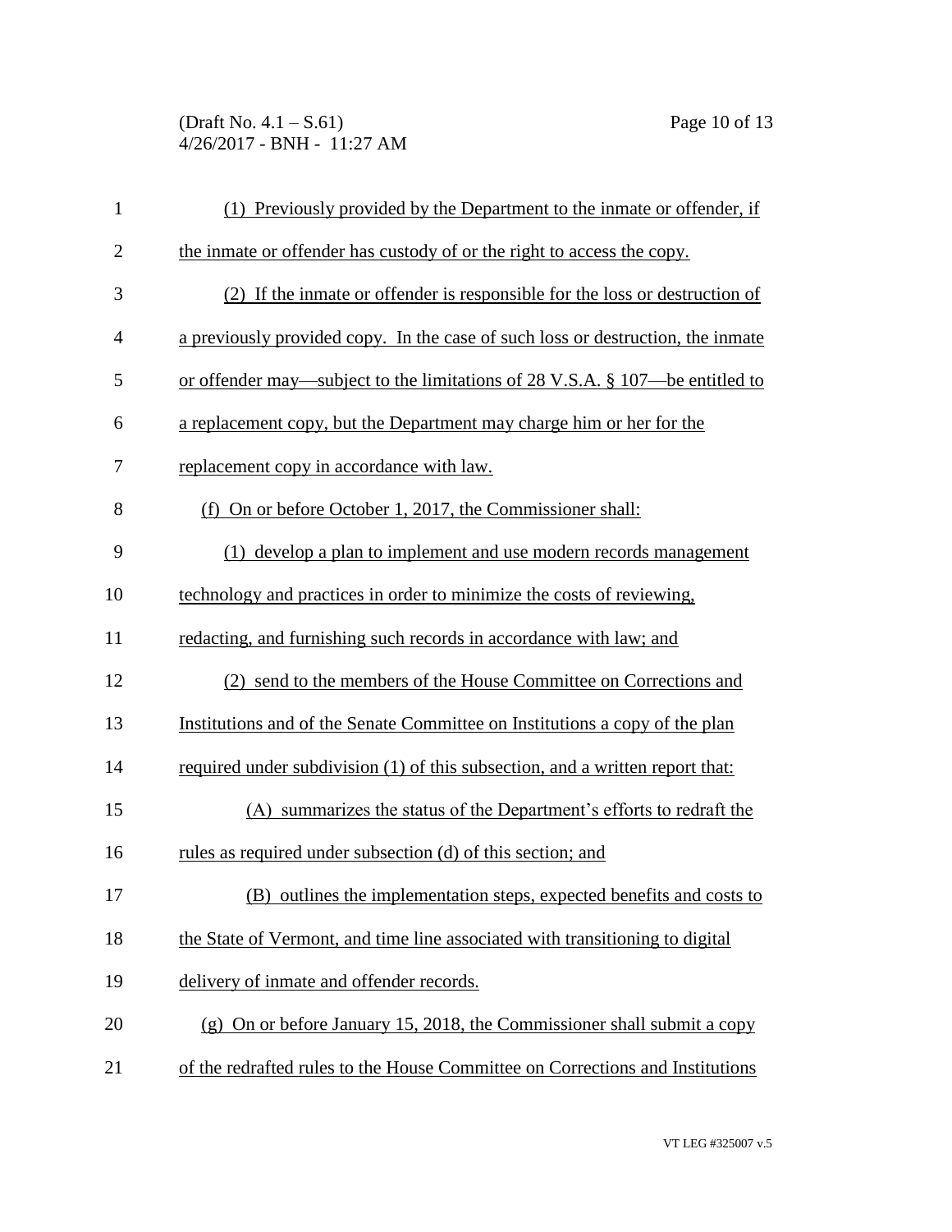(1) Previously provided by the Department to the inmate or offender, if the inmate or offender has custody of or the right to access the copy.

(2) If the inmate or offender is responsible for the loss or destruction of a previously provided copy. In the case of such loss or destruction, the inmate or offender may—subject to the limitations of 28 V.S.A. § 107—be entitled to a replacement copy, but the Department may charge him or her for the replacement copy in accordance with law.

(f) On or before October 1, 2017, the Commissioner shall:

(1) develop a plan to implement and use modern records management technology and practices in order to minimize the costs of reviewing, redacting, and furnishing such records in accordance with law; and

(2) send to the members of the House Committee on Corrections and Institutions and of the Senate Committee on Institutions a copy of the plan required under subdivision (1) of this subsection, and a written report that:

(A) summarizes the status of the Department's efforts to redraft the rules as required under subsection (d) of this section; and

(B) outlines the implementation steps, expected benefits and costs to the State of Vermont, and time line associated with transitioning to digital delivery of inmate and offender records.

(g) On or before January 15, 2018, the Commissioner shall submit a copy of the redrafted rules to the House Committee on Corrections and Institutions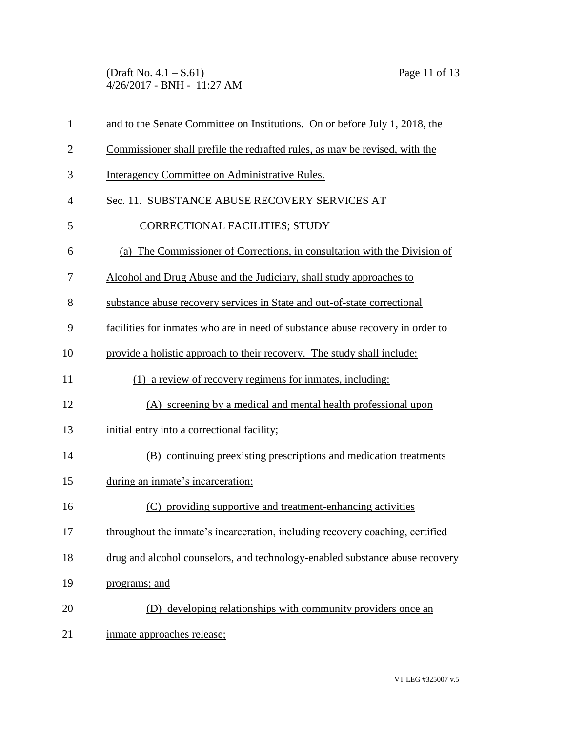and to the Senate Committee on Institutions. On or before July 1, 2018, the Commissioner shall prefile the redrafted rules, as may be revised, with the Interagency Committee on Administrative Rules.

Sec. 11. SUBSTANCE ABUSE RECOVERY SERVICES AT CORRECTIONAL FACILITIES; STUDY

(a) The Commissioner of Corrections, in consultation with the Division of Alcohol and Drug Abuse and the Judiciary, shall study approaches to substance abuse recovery services in State and out-of-state correctional facilities for inmates who are in need of substance abuse recovery in order to provide a holistic approach to their recovery. The study shall include:

(1) a review of recovery regimens for inmates, including:

(A) screening by a medical and mental health professional upon initial entry into a correctional facility;

(B) continuing preexisting prescriptions and medication treatments during an inmate's incarceration;

(C) providing supportive and treatment-enhancing activities throughout the inmate's incarceration, including recovery coaching, certified drug and alcohol counselors, and technology-enabled substance abuse recovery programs; and

(D) developing relationships with community providers once an inmate approaches release;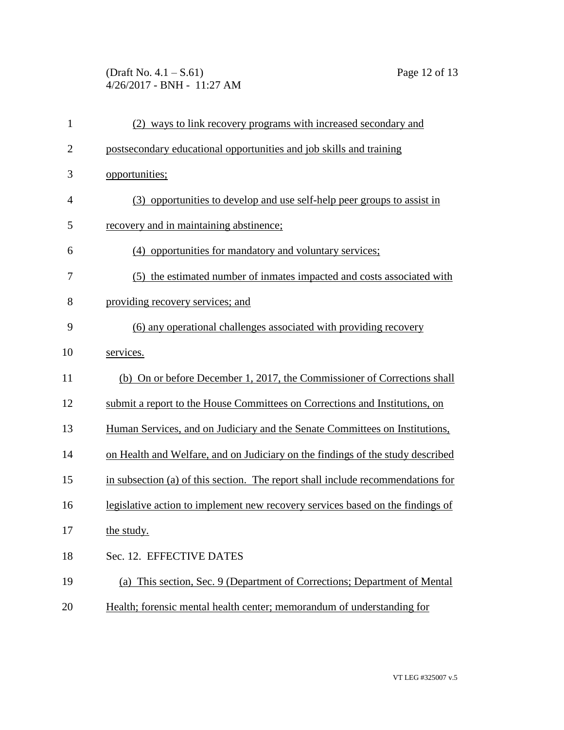(2) ways to link recovery programs with increased secondary and postsecondary educational opportunities and job skills and training opportunities;

(3) opportunities to develop and use self-help peer groups to assist in recovery and in maintaining abstinence;

(4) opportunities for mandatory and voluntary services;

(5) the estimated number of inmates impacted and costs associated with providing recovery services; and

(6) any operational challenges associated with providing recovery services.

(b) On or before December 1, 2017, the Commissioner of Corrections shall submit a report to the House Committees on Corrections and Institutions, on Human Services, and on Judiciary and the Senate Committees on Institutions, on Health and Welfare, and on Judiciary on the findings of the study described in subsection (a) of this section. The report shall include recommendations for legislative action to implement new recovery services based on the findings of the study.

Sec. 12. EFFECTIVE DATES

(a) This section, Sec. 9 (Department of Corrections; Department of Mental Health; forensic mental health center; memorandum of understanding for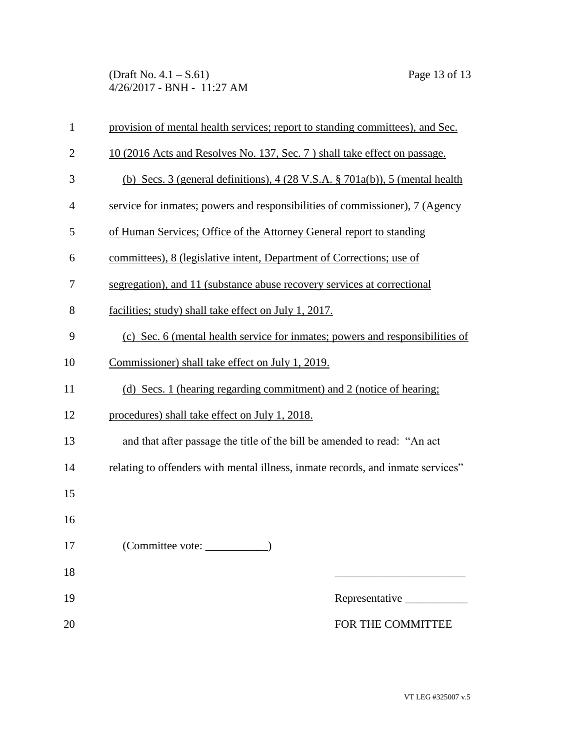provision of mental health services; report to standing committees), and Sec. 10 (2016 Acts and Resolves No. 137, Sec. 7 ) shall take effect on passage.

(b) Secs. 3 (general definitions), 4 (28 V.S.A. § 701a(b)), 5 (mental health service for inmates; powers and responsibilities of commissioner), 7 (Agency of Human Services; Office of the Attorney General report to standing committees), 8 (legislative intent, Department of Corrections; use of segregation), and 11 (substance abuse recovery services at correctional facilities; study) shall take effect on July 1, 2017.

(c) Sec. 6 (mental health service for inmates; powers and responsibilities of Commissioner) shall take effect on July 1, 2019.

(d) Secs. 1 (hearing regarding commitment) and 2 (notice of hearing; procedures) shall take effect on July 1, 2018.

and that after passage the title of the bill be amended to read: "An act relating to offenders with mental illness, inmate records, and inmate services"

(Committee vote: ___________)

_______________________

Representative ___________

FOR THE COMMITTEE